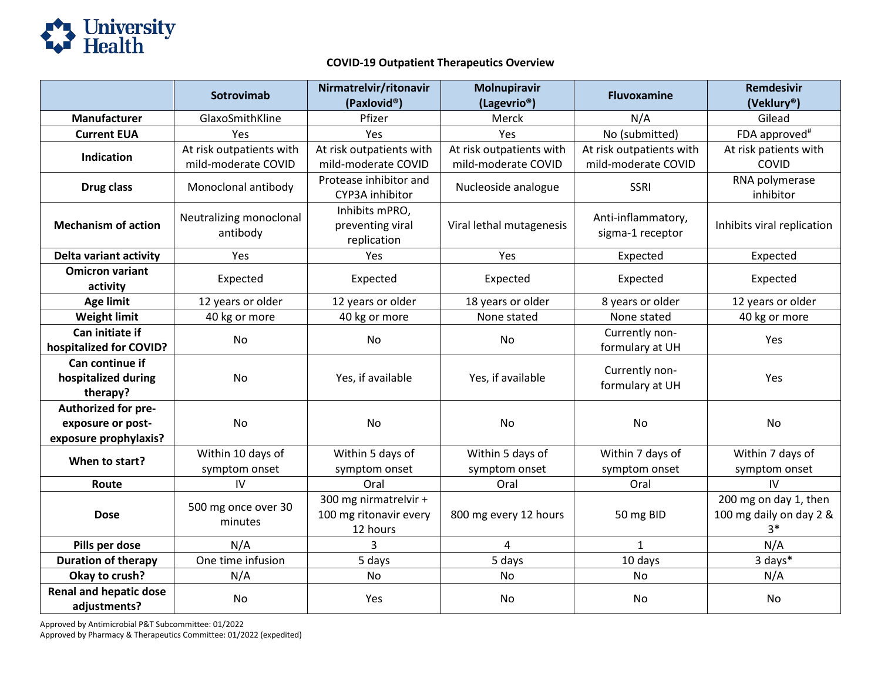University Health

## COVID-19 Outpatient Therapeutics Overview

| | Sotrovimab | Nirmatrelvir/ritonavir (Paxlovid®) | Molnupiravir (Lagevrio®) | Fluvoxamine | Remdesivir (Veklury®) |
|---|---|---|---|---|---|
| **Manufacturer** | GlaxoSmithKline | Pfizer | Merck | N/A | Gilead |
| **Current EUA** | Yes | Yes | Yes | No (submitted) | FDA approved[#] |
| **Indication** | At risk outpatients with mild-moderate COVID | At risk outpatients with mild-moderate COVID | At risk outpatients with mild-moderate COVID | At risk outpatients with mild-moderate COVID | At risk patients with COVID |
| **Drug class** | Monoclonal antibody | Protease inhibitor and CYP3A inhibitor | Nucleoside analogue | SSRI | RNA polymerase inhibitor |
| **Mechanism of action** | Neutralizing monoclonal antibody | Inhibits mPRO, preventing viral replication | Viral lethal mutagenesis | Anti-inflammatory, sigma-1 receptor | Inhibits viral replication |
| **Delta variant activity** | Yes | Yes | Yes | Expected | Expected |
| **Omicron variant activity** | Expected | Expected | Expected | Expected | Expected |
| **Age limit** | 12 years or older | 12 years or older | 18 years or older | 8 years or older | 12 years or older |
| **Weight limit** | 40 kg or more | 40 kg or more | None stated | None stated | 40 kg or more |
| **Can initiate if hospitalized for COVID?** | No | No | No | Currently non-formulary at UH | Yes |
| **Can continue if hospitalized during therapy?** | No | Yes, if available | Yes, if available | Currently non-formulary at UH | Yes |
| **Authorized for pre-exposure or post-exposure prophylaxis?** | No | No | No | No | No |
| **When to start?** | Within 10 days of symptom onset | Within 5 days of symptom onset | Within 5 days of symptom onset | Within 7 days of symptom onset | Within 7 days of symptom onset |
| **Route** | IV | Oral | Oral | Oral | IV |
| **Dose** | 500 mg once over 30 minutes | 300 mg nirmatrelvir + 100 mg ritonavir every 12 hours | 800 mg every 12 hours | 50 mg BID | 200 mg on day 1, then 100 mg daily on day 2 & 3* |
| **Pills per dose** | N/A | 3 | 4 | 1 | N/A |
| **Duration of therapy** | One time infusion | 5 days | 5 days | 10 days | 3 days* |
| **Okay to crush?** | N/A | No | No | No | N/A |
| **Renal and hepatic dose adjustments?** | No | Yes | No | No | No |

Approved by Antimicrobial P&T Subcommittee: 01/2022
Approved by Pharmacy & Therapeutics Committee: 01/2022 (expedited)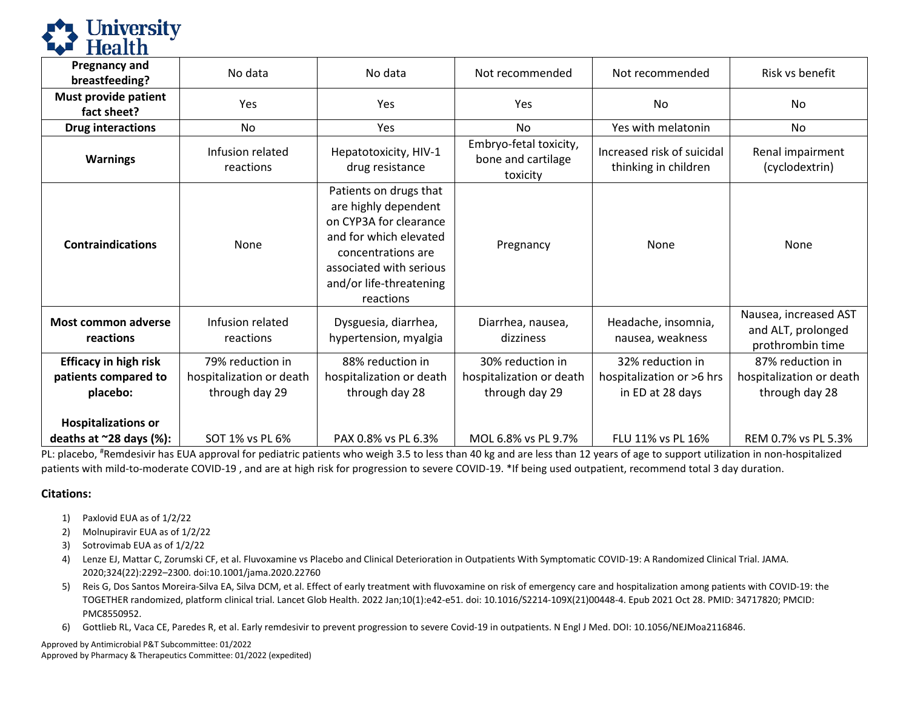| | | | | | |
|---|---|---|---|---|---|
| **Pregnancy and breastfeeding?** | No data | No data | Not recommended | Not recommended | Risk vs benefit |
| **Must provide patient fact sheet?** | Yes | Yes | Yes | No | No |
| **Drug interactions** | No | Yes | No | Yes with melatonin | No |
| **Warnings** | Infusion related reactions | Hepatotoxicity, HIV-1 drug resistance | Embryo-fetal toxicity, bone and cartilage toxicity | Increased risk of suicidal thinking in children | Renal impairment (cyclodextrin) |
| **Contraindications** | None | Patients on drugs that are highly dependent on CYP3A for clearance and for which elevated concentrations are associated with serious and/or life-threatening reactions | Pregnancy | None | None |
| **Most common adverse reactions** | Infusion related reactions | Dysguesia, diarrhea, hypertension, myalgia | Diarrhea, nausea, dizziness | Headache, insomnia, nausea, weakness | Nausea, increased AST and ALT, prolonged prothrombin time |
| **Efficacy in high risk patients compared to placebo:** | 79% reduction in hospitalization or death through day 29 | 88% reduction in hospitalization or death through day 28 | 30% reduction in hospitalization or death through day 29 | 32% reduction in hospitalization or >6 hrs in ED at 28 days | 87% reduction in hospitalization or death through day 28 |
| **Hospitalizations or deaths at ~28 days (%):** | SOT 1% vs PL 6% | PAX 0.8% vs PL 6.3% | MOL 6.8% vs PL 9.7% | FLU 11% vs PL 16% | REM 0.7% vs PL 5.3% |

PL: placebo, [#]Remdesivir has EUA approval for pediatric patients who weigh 3.5 to less than 40 kg and are less than 12 years of age to support utilization in non-hospitalized patients with mild-to-moderate COVID-19 , and are at high risk for progression to severe COVID-19. *If being used outpatient, recommend total 3 day duration.

**Citations:**

1) Paxlovid EUA as of 1/2/22
2) Molnupiravir EUA as of 1/2/22
3) Sotrovimab EUA as of 1/2/22
4) Lenze EJ, Mattar C, Zorumski CF, et al. Fluvoxamine vs Placebo and Clinical Deterioration in Outpatients With Symptomatic COVID-19: A Randomized Clinical Trial. JAMA. 2020;324(22):2292–2300. doi:10.1001/jama.2020.22760
5) Reis G, Dos Santos Moreira-Silva EA, Silva DCM, et al. Effect of early treatment with fluvoxamine on risk of emergency care and hospitalization among patients with COVID-19: the TOGETHER randomized, platform clinical trial. Lancet Glob Health. 2022 Jan;10(1):e42-e51. doi: 10.1016/S2214-109X(21)00448-4. Epub 2021 Oct 28. PMID: 34717820; PMCID: PMC8550952.
6) Gottlieb RL, Vaca CE, Paredes R, et al. Early remdesivir to prevent progression to severe Covid-19 in outpatients. N Engl J Med. DOI: 10.1056/NEJMoa2116846.

Approved by Antimicrobial P&T Subcommittee: 01/2022
Approved by Pharmacy & Therapeutics Committee: 01/2022 (expedited)